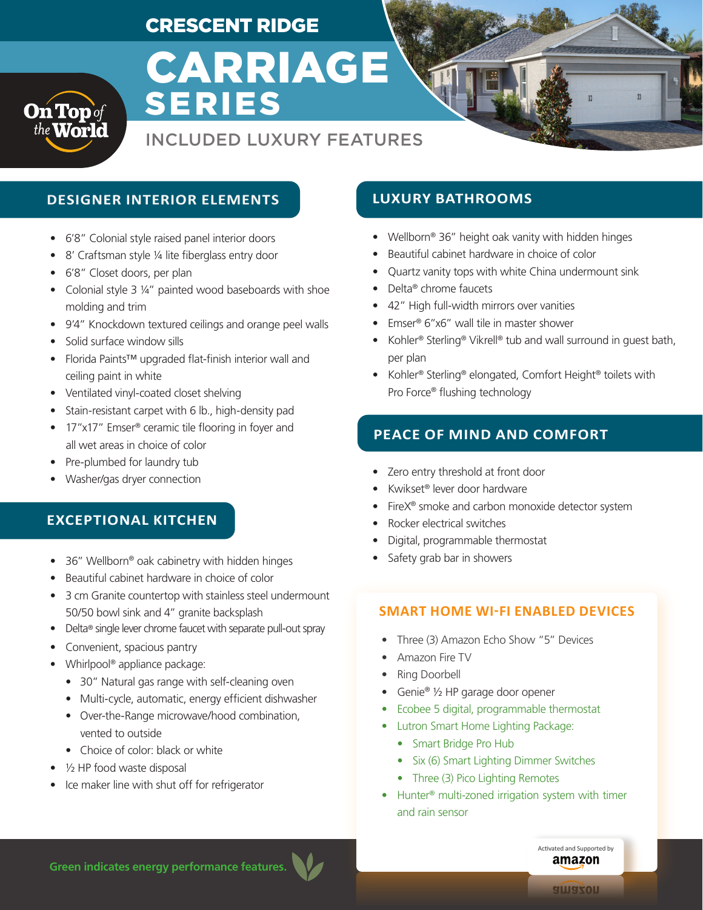# CRESCENT RIDGE

# CARRIAGE SERIES

## INCLUDED LUXURY FEATURES

On Top of the World

### DESIGNER INTERIOR ELEMENTS

- 6'8" Colonial style raised panel interior doors
- 8' Craftsman style ¼ lite fiberglass entry door
- 6'8" Closet doors, per plan
- Colonial style 3 ¼" painted wood baseboards with shoe molding and trim
- 9'4" Knockdown textured ceilings and orange peel walls
- Solid surface window sills
- Florida Paints™ upgraded flat-finish interior wall and ceiling paint in white
- Ventilated vinyl-coated closet shelving
- Stain-resistant carpet with 6 lb., high-density pad
- 17"x17" Emser® ceramic tile flooring in foyer and all wet areas in choice of color
- Pre-plumbed for laundry tub
- Washer/gas dryer connection

### EXCEPTIONAL KITCHEN

- 36" Wellborn® oak cabinetry with hidden hinges
- Beautiful cabinet hardware in choice of color
- 3 cm Granite countertop with stainless steel undermount 50/50 bowl sink and 4" granite backsplash
- Delta® single lever chrome faucet with separate pull-out spray
- Convenient, spacious pantry
- Whirlpool® appliance package:
  - 30" Natural gas range with self-cleaning oven
  - Multi-cycle, automatic, energy efficient dishwasher
  - Over-the-Range microwave/hood combination, vented to outside
  - Choice of color: black or white
- ½ HP food waste disposal
- Ice maker line with shut off for refrigerator

### LUXURY BATHROOMS

- Wellborn® 36" height oak vanity with hidden hinges
- Beautiful cabinet hardware in choice of color
- Quartz vanity tops with white China undermount sink
- Delta® chrome faucets
- 42" High full-width mirrors over vanities
- Emser® 6"x6" wall tile in master shower
- Kohler® Sterling® Vikrell® tub and wall surround in guest bath, per plan
- Kohler® Sterling® elongated, Comfort Height® toilets with Pro Force® flushing technology

### PEACE OF MIND AND COMFORT

- Zero entry threshold at front door
- Kwikset® lever door hardware
- FireX® smoke and carbon monoxide detector system
- Rocker electrical switches
- Digital, programmable thermostat
- Safety grab bar in showers

### SMART HOME WI-FI ENABLED DEVICES

- Three (3) Amazon Echo Show "5" Devices
- Amazon Fire TV
- Ring Doorbell
- Genie® ½ HP garage door opener
- Ecobee 5 digital, programmable thermostat
- Lutron Smart Home Lighting Package:
  - Smart Bridge Pro Hub
  - Six (6) Smart Lighting Dimmer Switches
  - Three (3) Pico Lighting Remotes
- Hunter® multi-zoned irrigation system with timer and rain sensor

Activated and Supported by amazon

**Green indicates energy performance features.**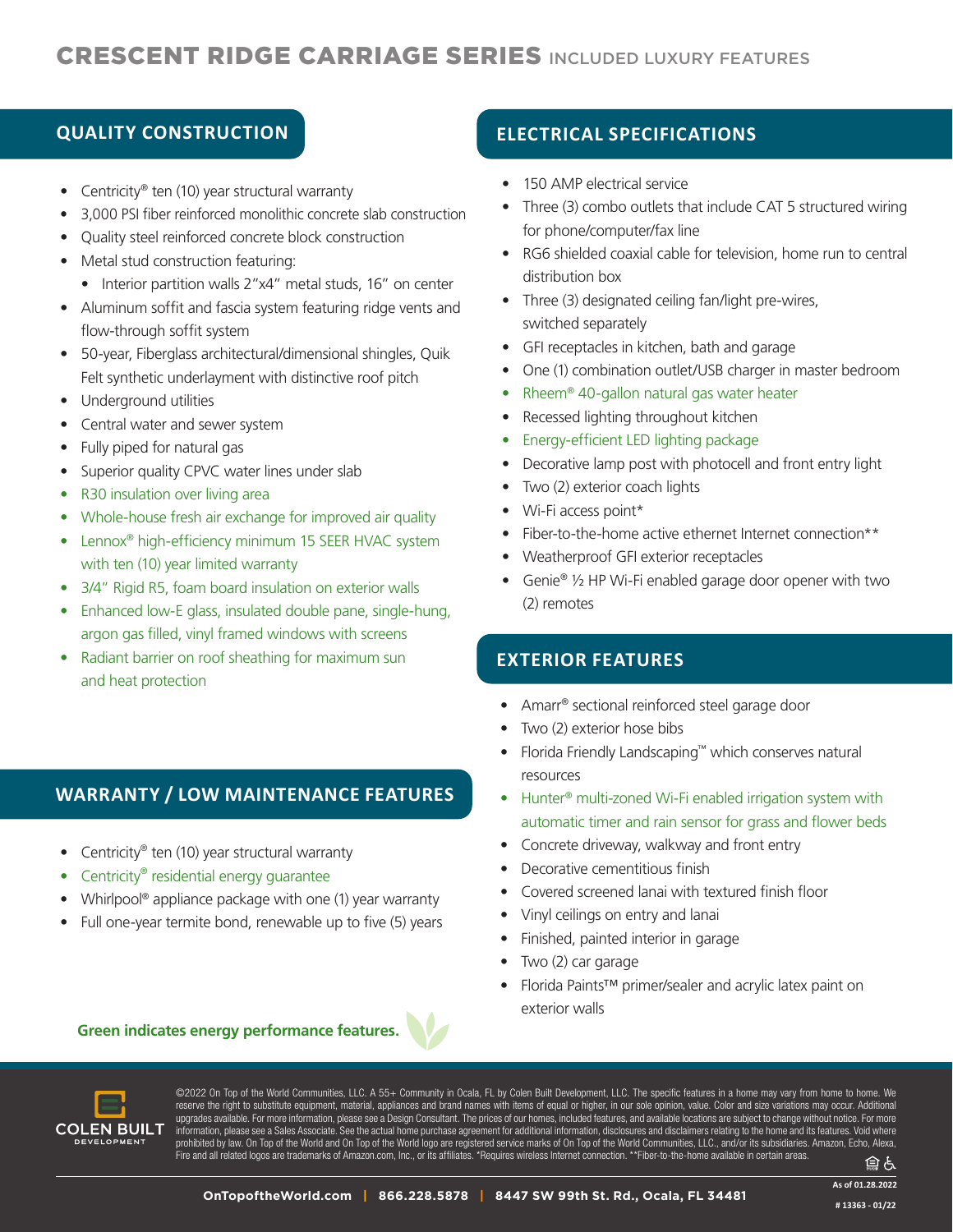# CRESCENT RIDGE CARRIAGE SERIES INCLUDED LUXURY FEATURES

## QUALITY CONSTRUCTION

- Centricity® ten (10) year structural warranty
- 3,000 PSI fiber reinforced monolithic concrete slab construction
- Quality steel reinforced concrete block construction
- Metal stud construction featuring:
  - Interior partition walls 2"x4" metal studs, 16" on center
- Aluminum soffit and fascia system featuring ridge vents and flow-through soffit system
- 50-year, Fiberglass architectural/dimensional shingles, Quik Felt synthetic underlayment with distinctive roof pitch
- Underground utilities
- Central water and sewer system
- Fully piped for natural gas
- Superior quality CPVC water lines under slab
- R30 insulation over living area
- Whole-house fresh air exchange for improved air quality
- Lennox® high-efficiency minimum 15 SEER HVAC system with ten (10) year limited warranty
- 3/4" Rigid R5, foam board insulation on exterior walls
- Enhanced low-E glass, insulated double pane, single-hung, argon gas filled, vinyl framed windows with screens
- Radiant barrier on roof sheathing for maximum sun and heat protection

## WARRANTY / LOW MAINTENANCE FEATURES

- Centricity® ten (10) year structural warranty
- Centricity® residential energy guarantee
- Whirlpool® appliance package with one (1) year warranty
- Full one-year termite bond, renewable up to five (5) years

**Green indicates energy performance features.**

## ELECTRICAL SPECIFICATIONS

- 150 AMP electrical service
- Three (3) combo outlets that include CAT 5 structured wiring for phone/computer/fax line
- RG6 shielded coaxial cable for television, home run to central distribution box
- Three (3) designated ceiling fan/light pre-wires, switched separately
- GFI receptacles in kitchen, bath and garage
- One (1) combination outlet/USB charger in master bedroom
- Rheem® 40-gallon natural gas water heater
- Recessed lighting throughout kitchen
- Energy-efficient LED lighting package
- Decorative lamp post with photocell and front entry light
- Two (2) exterior coach lights
- Wi-Fi access point*
- Fiber-to-the-home active ethernet Internet connection**
- Weatherproof GFI exterior receptacles
- Genie® ½ HP Wi-Fi enabled garage door opener with two (2) remotes

## EXTERIOR FEATURES

- Amarr® sectional reinforced steel garage door
- Two (2) exterior hose bibs
- Florida Friendly Landscaping™ which conserves natural resources
- Hunter® multi-zoned Wi-Fi enabled irrigation system with automatic timer and rain sensor for grass and flower beds
- Concrete driveway, walkway and front entry
- Decorative cementitious finish
- Covered screened lanai with textured finish floor
- Vinyl ceilings on entry and lanai
- Finished, painted interior in garage
- Two (2) car garage
- Florida Paints™ primer/sealer and acrylic latex paint on exterior walls

COLEN BUILT DEVELOPMENT

©2022 On Top of the World Communities, LLC. A 55+ Community in Ocala, FL by Colen Built Development, LLC. The specific features in a home may vary from home to home. We reserve the right to substitute equipment, material, appliances and brand names with items of equal or higher, in our sole opinion, value. Color and size variations may occur. Additional upgrades available. For more information, please see a Design Consultant. The prices of our homes, included features, and available locations are subject to change without notice. For more information, please see a Sales Associate. See the actual home purchase agreement for additional information, disclosures and disclaimers relating to the home and its features. Void where prohibited by law. On Top of the World and On Top of the World logo are registered service marks of On Top of the World Communities, LLC., and/or its subsidiaries. Amazon, Echo, Alexa, Fire and all related logos are trademarks of Amazon.com, Inc., or its affiliates. *Requires wireless Internet connection. **Fiber-to-the-home available in certain areas.

OnTopoftheWorld.com | 866.228.5878 | 8447 SW 99th St. Rd., Ocala, FL 34481

As of 01.28.2022

# 13363 - 01/22